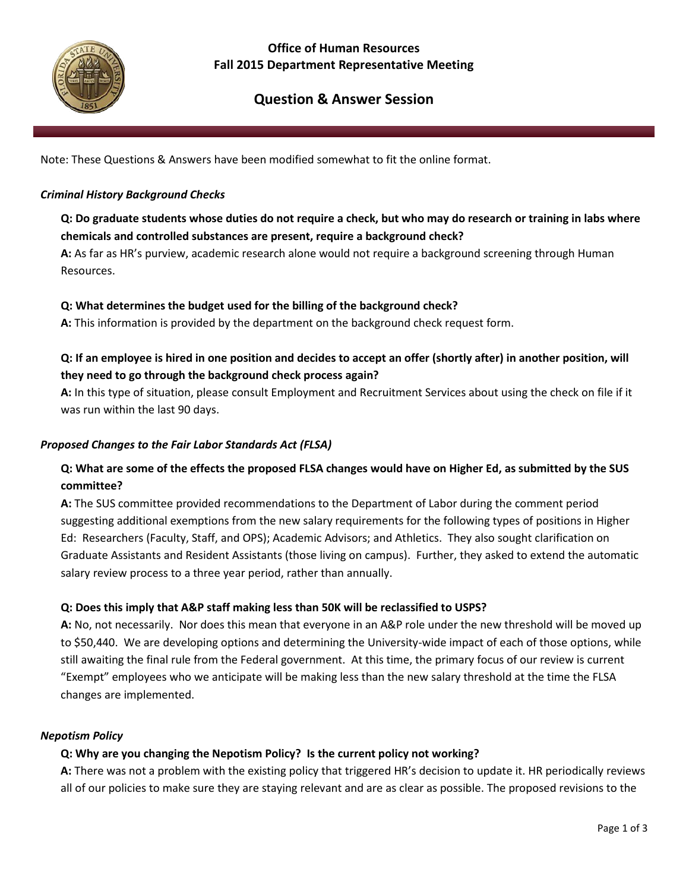# Office of Human Resources
## Fall 2015 Department Representative Meeting

## Question & Answer Session

Note: These Questions & Answers have been modified somewhat to fit the online format.

### *Criminal History Background Checks*

**Q: Do graduate students whose duties do not require a check, but who may do research or training in labs where chemicals and controlled substances are present, require a background check?**
**A:** As far as HR's purview, academic research alone would not require a background screening through Human Resources.

**Q: What determines the budget used for the billing of the background check?**
**A:** This information is provided by the department on the background check request form.

**Q: If an employee is hired in one position and decides to accept an offer (shortly after) in another position, will they need to go through the background check process again?**
**A:** In this type of situation, please consult Employment and Recruitment Services about using the check on file if it was run within the last 90 days.

### *Proposed Changes to the Fair Labor Standards Act (FLSA)*

**Q: What are some of the effects the proposed FLSA changes would have on Higher Ed, as submitted by the SUS committee?**
**A:** The SUS committee provided recommendations to the Department of Labor during the comment period suggesting additional exemptions from the new salary requirements for the following types of positions in Higher Ed: Researchers (Faculty, Staff, and OPS); Academic Advisors; and Athletics. They also sought clarification on Graduate Assistants and Resident Assistants (those living on campus). Further, they asked to extend the automatic salary review process to a three year period, rather than annually.

**Q: Does this imply that A&P staff making less than 50K will be reclassified to USPS?**
**A:** No, not necessarily. Nor does this mean that everyone in an A&P role under the new threshold will be moved up to $50,440. We are developing options and determining the University-wide impact of each of those options, while still awaiting the final rule from the Federal government. At this time, the primary focus of our review is current "Exempt" employees who we anticipate will be making less than the new salary threshold at the time the FLSA changes are implemented.

### *Nepotism Policy*

**Q: Why are you changing the Nepotism Policy? Is the current policy not working?**
**A:** There was not a problem with the existing policy that triggered HR's decision to update it. HR periodically reviews all of our policies to make sure they are staying relevant and are as clear as possible. The proposed revisions to the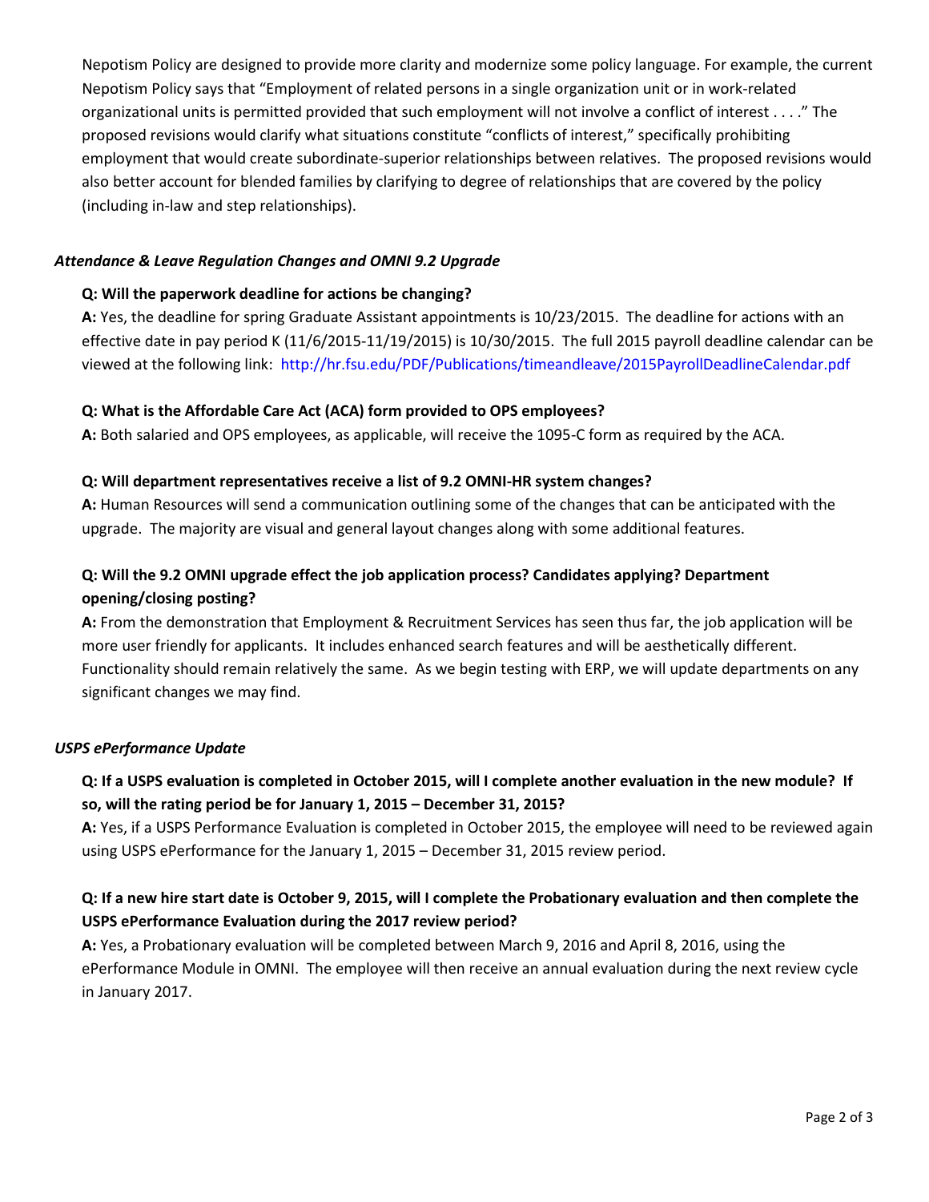Nepotism Policy are designed to provide more clarity and modernize some policy language. For example, the current Nepotism Policy says that "Employment of related persons in a single organization unit or in work-related organizational units is permitted provided that such employment will not involve a conflict of interest . . . ." The proposed revisions would clarify what situations constitute "conflicts of interest," specifically prohibiting employment that would create subordinate-superior relationships between relatives. The proposed revisions would also better account for blended families by clarifying to degree of relationships that are covered by the policy (including in-law and step relationships).

### *Attendance & Leave Regulation Changes and OMNI 9.2 Upgrade*

**Q: Will the paperwork deadline for actions be changing?**

**A:** Yes, the deadline for spring Graduate Assistant appointments is 10/23/2015. The deadline for actions with an effective date in pay period K (11/6/2015-11/19/2015) is 10/30/2015. The full 2015 payroll deadline calendar can be viewed at the following link: http://hr.fsu.edu/PDF/Publications/timeandleave/2015PayrollDeadlineCalendar.pdf

**Q: What is the Affordable Care Act (ACA) form provided to OPS employees?**

**A:** Both salaried and OPS employees, as applicable, will receive the 1095-C form as required by the ACA.

**Q: Will department representatives receive a list of 9.2 OMNI-HR system changes?**

**A:** Human Resources will send a communication outlining some of the changes that can be anticipated with the upgrade. The majority are visual and general layout changes along with some additional features.

**Q: Will the 9.2 OMNI upgrade effect the job application process? Candidates applying? Department opening/closing posting?**

**A:** From the demonstration that Employment & Recruitment Services has seen thus far, the job application will be more user friendly for applicants. It includes enhanced search features and will be aesthetically different. Functionality should remain relatively the same. As we begin testing with ERP, we will update departments on any significant changes we may find.

### *USPS ePerformance Update*

**Q: If a USPS evaluation is completed in October 2015, will I complete another evaluation in the new module? If so, will the rating period be for January 1, 2015 – December 31, 2015?**

**A:** Yes, if a USPS Performance Evaluation is completed in October 2015, the employee will need to be reviewed again using USPS ePerformance for the January 1, 2015 – December 31, 2015 review period.

**Q: If a new hire start date is October 9, 2015, will I complete the Probationary evaluation and then complete the USPS ePerformance Evaluation during the 2017 review period?**

**A:** Yes, a Probationary evaluation will be completed between March 9, 2016 and April 8, 2016, using the ePerformance Module in OMNI. The employee will then receive an annual evaluation during the next review cycle in January 2017.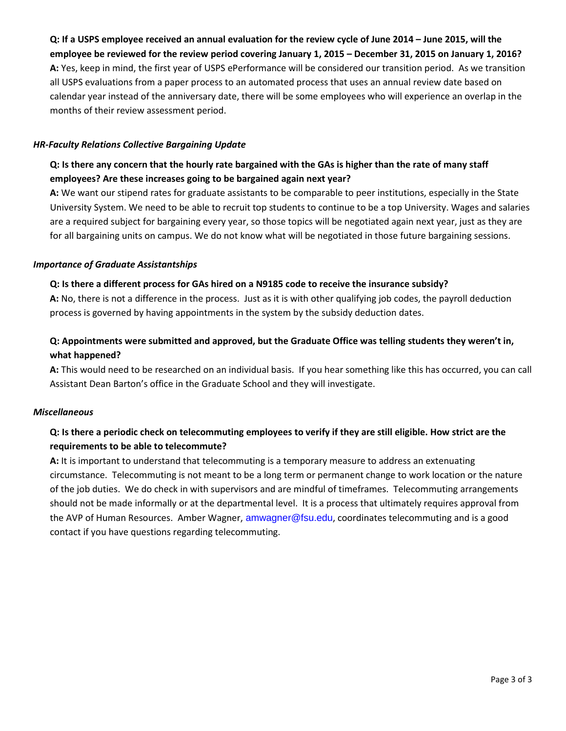**Q: If a USPS employee received an annual evaluation for the review cycle of June 2014 – June 2015, will the employee be reviewed for the review period covering January 1, 2015 – December 31, 2015 on January 1, 2016?**

**A:** Yes, keep in mind, the first year of USPS ePerformance will be considered our transition period. As we transition all USPS evaluations from a paper process to an automated process that uses an annual review date based on calendar year instead of the anniversary date, there will be some employees who will experience an overlap in the months of their review assessment period.

***HR-Faculty Relations Collective Bargaining Update***

**Q: Is there any concern that the hourly rate bargained with the GAs is higher than the rate of many staff employees? Are these increases going to be bargained again next year?**

**A:** We want our stipend rates for graduate assistants to be comparable to peer institutions, especially in the State University System. We need to be able to recruit top students to continue to be a top University. Wages and salaries are a required subject for bargaining every year, so those topics will be negotiated again next year, just as they are for all bargaining units on campus. We do not know what will be negotiated in those future bargaining sessions.

***Importance of Graduate Assistantships***

**Q: Is there a different process for GAs hired on a N9185 code to receive the insurance subsidy?**

**A:** No, there is not a difference in the process. Just as it is with other qualifying job codes, the payroll deduction process is governed by having appointments in the system by the subsidy deduction dates.

**Q: Appointments were submitted and approved, but the Graduate Office was telling students they weren't in, what happened?**

**A:** This would need to be researched on an individual basis. If you hear something like this has occurred, you can call Assistant Dean Barton's office in the Graduate School and they will investigate.

***Miscellaneous***

**Q: Is there a periodic check on telecommuting employees to verify if they are still eligible. How strict are the requirements to be able to telecommute?**

**A:** It is important to understand that telecommuting is a temporary measure to address an extenuating circumstance. Telecommuting is not meant to be a long term or permanent change to work location or the nature of the job duties. We do check in with supervisors and are mindful of timeframes. Telecommuting arrangements should not be made informally or at the departmental level. It is a process that ultimately requires approval from the AVP of Human Resources. Amber Wagner, amwagner@fsu.edu, coordinates telecommuting and is a good contact if you have questions regarding telecommuting.